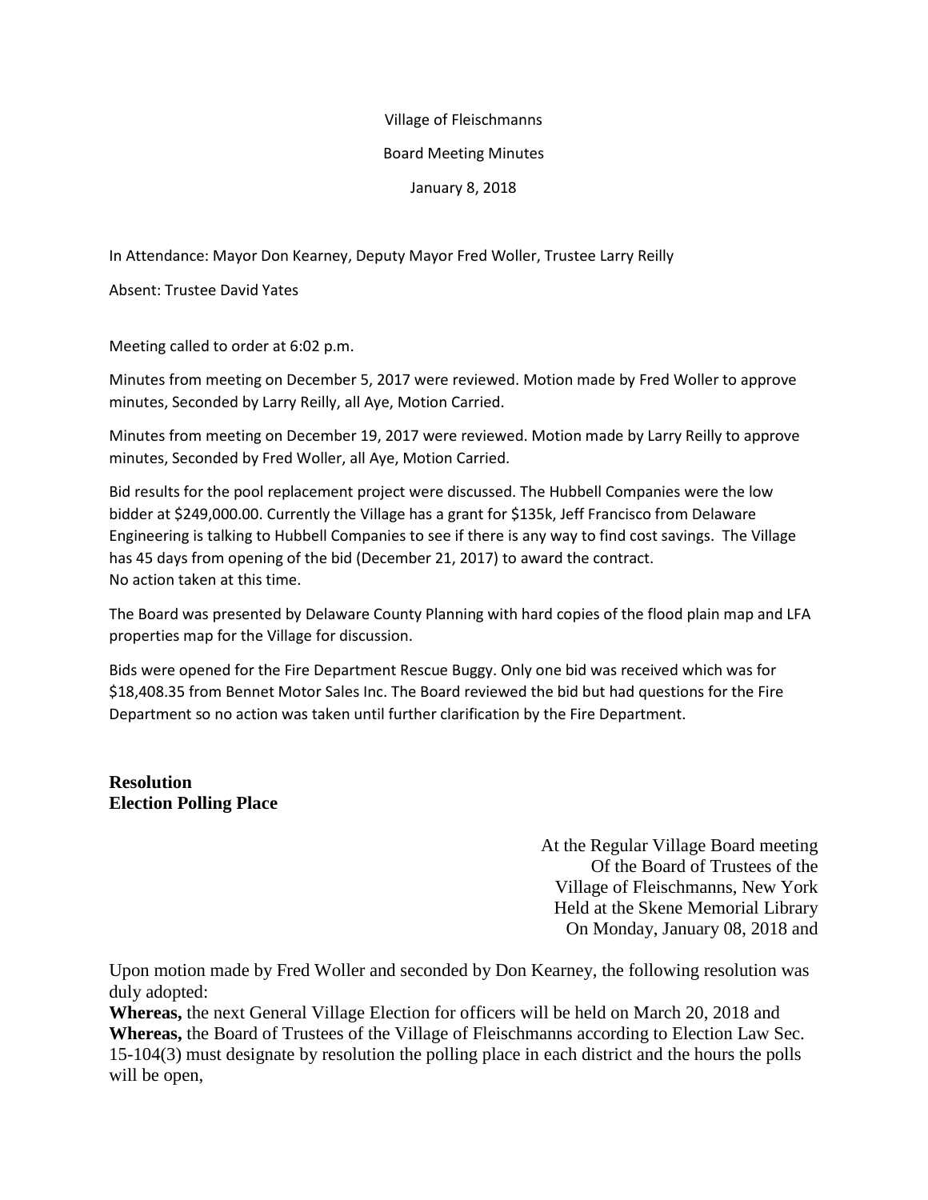Village of Fleischmanns

Board Meeting Minutes

January 8, 2018

In Attendance: Mayor Don Kearney, Deputy Mayor Fred Woller, Trustee Larry Reilly

Absent: Trustee David Yates

Meeting called to order at 6:02 p.m.

Minutes from meeting on December 5, 2017 were reviewed. Motion made by Fred Woller to approve minutes, Seconded by Larry Reilly, all Aye, Motion Carried.

Minutes from meeting on December 19, 2017 were reviewed. Motion made by Larry Reilly to approve minutes, Seconded by Fred Woller, all Aye, Motion Carried.

Bid results for the pool replacement project were discussed. The Hubbell Companies were the low bidder at $249,000.00. Currently the Village has a grant for $135k, Jeff Francisco from Delaware Engineering is talking to Hubbell Companies to see if there is any way to find cost savings. The Village has 45 days from opening of the bid (December 21, 2017) to award the contract.
No action taken at this time.

The Board was presented by Delaware County Planning with hard copies of the flood plain map and LFA properties map for the Village for discussion.

Bids were opened for the Fire Department Rescue Buggy. Only one bid was received which was for $18,408.35 from Bennet Motor Sales Inc. The Board reviewed the bid but had questions for the Fire Department so no action was taken until further clarification by the Fire Department.

**Resolution**
**Election Polling Place**

At the Regular Village Board meeting
Of the Board of Trustees of the
Village of Fleischmanns, New York
Held at the Skene Memorial Library
On Monday, January 08, 2018 and

Upon motion made by Fred Woller and seconded by Don Kearney, the following resolution was duly adopted:
**Whereas,** the next General Village Election for officers will be held on March 20, 2018 and
**Whereas,** the Board of Trustees of the Village of Fleischmanns according to Election Law Sec. 15-104(3) must designate by resolution the polling place in each district and the hours the polls will be open,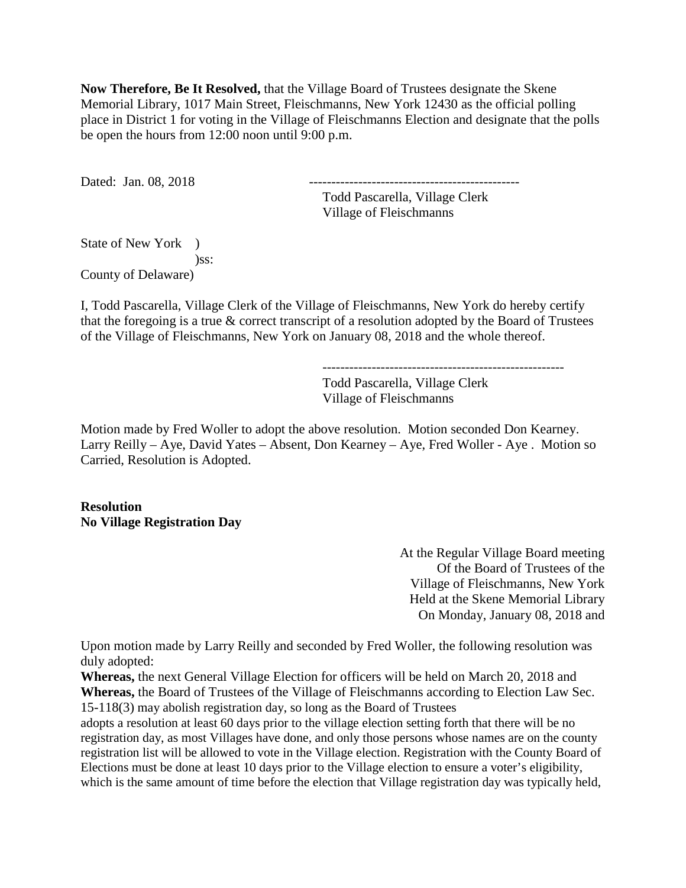**Now Therefore, Be It Resolved,** that the Village Board of Trustees designate the Skene Memorial Library, 1017 Main Street, Fleischmanns, New York 12430 as the official polling place in District 1 for voting in the Village of Fleischmanns Election and designate that the polls be open the hours from 12:00 noon until 9:00 p.m.

Dated: Jan. 08, 2018

-----------------------------------------------
Todd Pascarella, Village Clerk
Village of Fleischmanns

State of New York )
)ss:
County of Delaware)

I, Todd Pascarella, Village Clerk of the Village of Fleischmanns, New York do hereby certify that the foregoing is a true & correct transcript of a resolution adopted by the Board of Trustees of the Village of Fleischmanns, New York on January 08, 2018 and the whole thereof.

------------------------------------------------------
Todd Pascarella, Village Clerk
Village of Fleischmanns

Motion made by Fred Woller to adopt the above resolution. Motion seconded Don Kearney. Larry Reilly – Aye, David Yates – Absent, Don Kearney – Aye, Fred Woller - Aye . Motion so Carried, Resolution is Adopted.

**Resolution**
**No Village Registration Day**

At the Regular Village Board meeting
Of the Board of Trustees of the
Village of Fleischmanns, New York
Held at the Skene Memorial Library
On Monday, January 08, 2018 and

Upon motion made by Larry Reilly and seconded by Fred Woller, the following resolution was duly adopted:
**Whereas,** the next General Village Election for officers will be held on March 20, 2018 and
**Whereas,** the Board of Trustees of the Village of Fleischmanns according to Election Law Sec. 15-118(3) may abolish registration day, so long as the Board of Trustees adopts a resolution at least 60 days prior to the village election setting forth that there will be no registration day, as most Villages have done, and only those persons whose names are on the county registration list will be allowed to vote in the Village election. Registration with the County Board of Elections must be done at least 10 days prior to the Village election to ensure a voter's eligibility, which is the same amount of time before the election that Village registration day was typically held,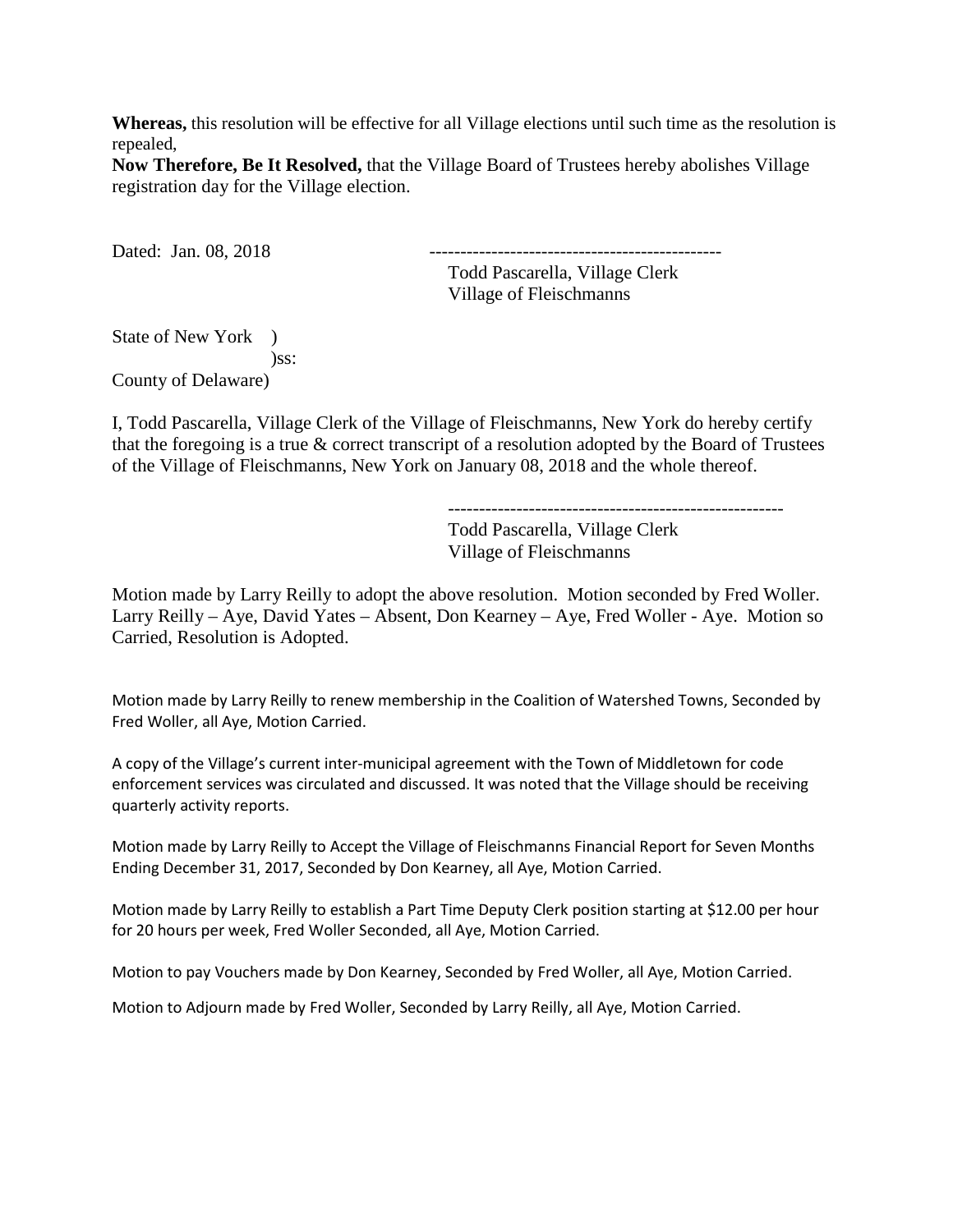**Whereas,** this resolution will be effective for all Village elections until such time as the resolution is repealed,

**Now Therefore, Be It Resolved,** that the Village Board of Trustees hereby abolishes Village registration day for the Village election.

Dated: Jan. 08, 2018

-----------------------------------------------
Todd Pascarella, Village Clerk
Village of Fleischmanns

State of New York )
)ss:
County of Delaware)

I, Todd Pascarella, Village Clerk of the Village of Fleischmanns, New York do hereby certify that the foregoing is a true & correct transcript of a resolution adopted by the Board of Trustees of the Village of Fleischmanns, New York on January 08, 2018 and the whole thereof.

------------------------------------------------------
Todd Pascarella, Village Clerk
Village of Fleischmanns

Motion made by Larry Reilly to adopt the above resolution. Motion seconded by Fred Woller. Larry Reilly – Aye, David Yates – Absent, Don Kearney – Aye, Fred Woller - Aye. Motion so Carried, Resolution is Adopted.

Motion made by Larry Reilly to renew membership in the Coalition of Watershed Towns, Seconded by Fred Woller, all Aye, Motion Carried.

A copy of the Village's current inter-municipal agreement with the Town of Middletown for code enforcement services was circulated and discussed. It was noted that the Village should be receiving quarterly activity reports.

Motion made by Larry Reilly to Accept the Village of Fleischmanns Financial Report for Seven Months Ending December 31, 2017, Seconded by Don Kearney, all Aye, Motion Carried.

Motion made by Larry Reilly to establish a Part Time Deputy Clerk position starting at $12.00 per hour for 20 hours per week, Fred Woller Seconded, all Aye, Motion Carried.

Motion to pay Vouchers made by Don Kearney, Seconded by Fred Woller, all Aye, Motion Carried.

Motion to Adjourn made by Fred Woller, Seconded by Larry Reilly, all Aye, Motion Carried.